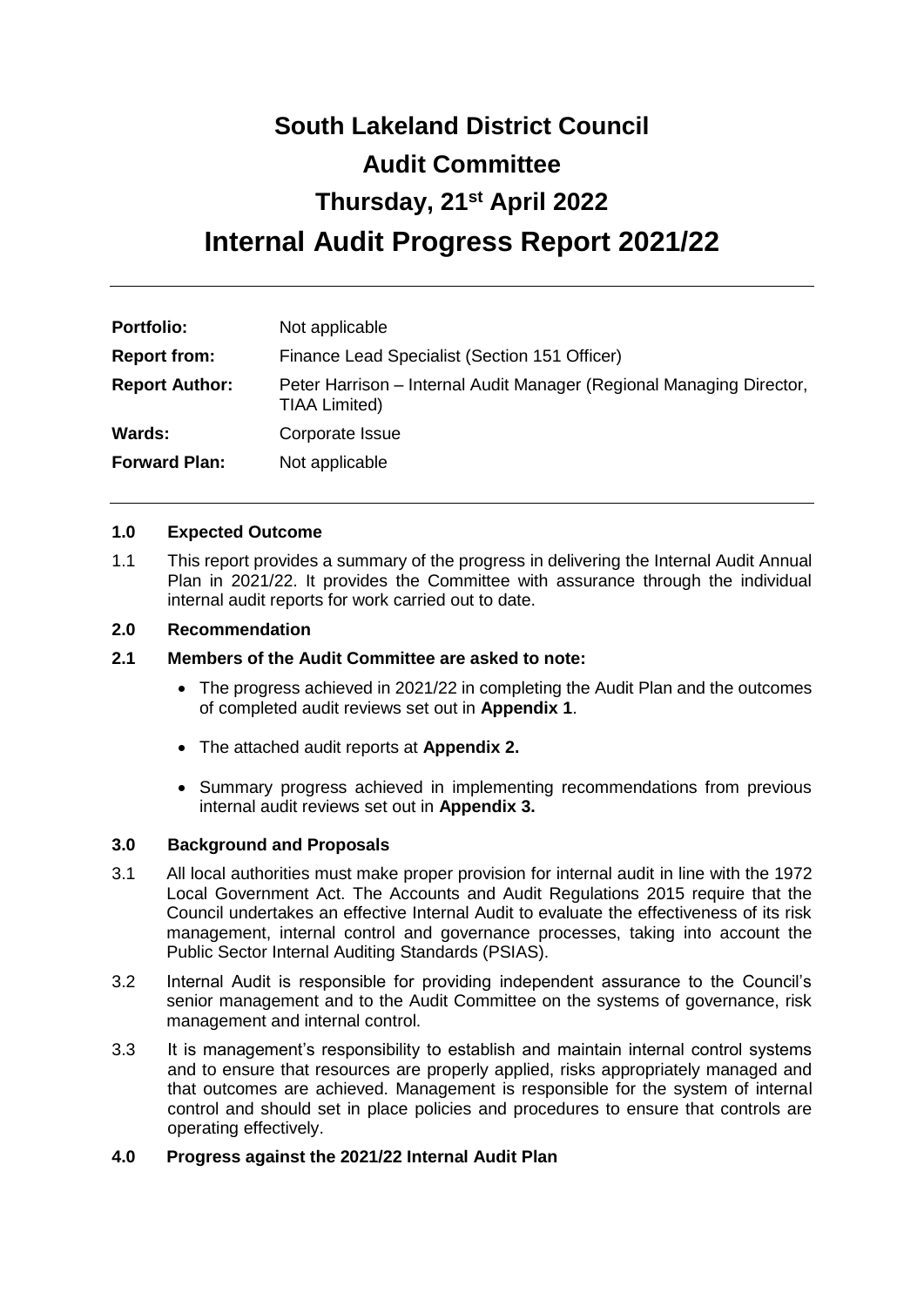# South Lakeland District Council

# Audit Committee

# Thursday, 21st April 2022

# Internal Audit Progress Report 2021/22

| | |
|---|---|
| **Portfolio:** | Not applicable |
| **Report from:** | Finance Lead Specialist (Section 151 Officer) |
| **Report Author:** | Peter Harrison – Internal Audit Manager (Regional Managing Director, TIAA Limited) |
| **Wards:** | Corporate Issue |
| **Forward Plan:** | Not applicable |

## 1.0 Expected Outcome

1.1 This report provides a summary of the progress in delivering the Internal Audit Annual Plan in 2021/22. It provides the Committee with assurance through the individual internal audit reports for work carried out to date.

## 2.0 Recommendation

**2.1 Members of the Audit Committee are asked to note:**

- The progress achieved in 2021/22 in completing the Audit Plan and the outcomes of completed audit reviews set out in **Appendix 1**.
- The attached audit reports at **Appendix 2.**
- Summary progress achieved in implementing recommendations from previous internal audit reviews set out in **Appendix 3.**

## 3.0 Background and Proposals

3.1 All local authorities must make proper provision for internal audit in line with the 1972 Local Government Act. The Accounts and Audit Regulations 2015 require that the Council undertakes an effective Internal Audit to evaluate the effectiveness of its risk management, internal control and governance processes, taking into account the Public Sector Internal Auditing Standards (PSIAS).

3.2 Internal Audit is responsible for providing independent assurance to the Council's senior management and to the Audit Committee on the systems of governance, risk management and internal control.

3.3 It is management's responsibility to establish and maintain internal control systems and to ensure that resources are properly applied, risks appropriately managed and that outcomes are achieved. Management is responsible for the system of internal control and should set in place policies and procedures to ensure that controls are operating effectively.

## 4.0 Progress against the 2021/22 Internal Audit Plan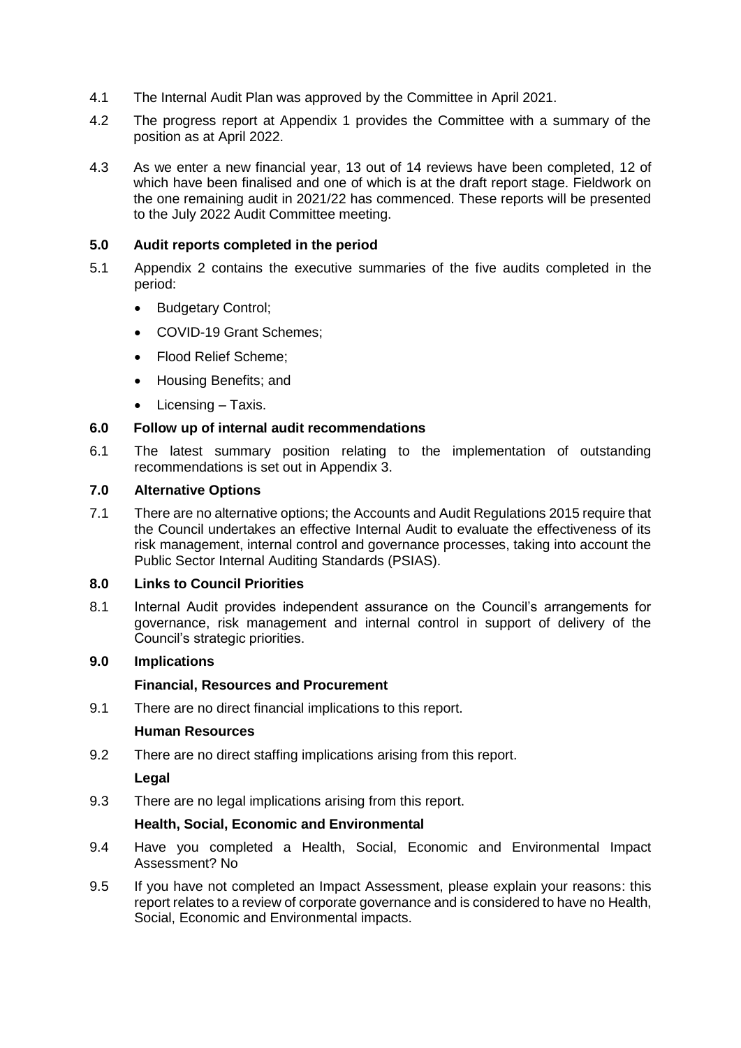4.1 The Internal Audit Plan was approved by the Committee in April 2021.

4.2 The progress report at Appendix 1 provides the Committee with a summary of the position as at April 2022.

4.3 As we enter a new financial year, 13 out of 14 reviews have been completed, 12 of which have been finalised and one of which is at the draft report stage. Fieldwork on the one remaining audit in 2021/22 has commenced. These reports will be presented to the July 2022 Audit Committee meeting.

## 5.0 Audit reports completed in the period

5.1 Appendix 2 contains the executive summaries of the five audits completed in the period:

- Budgetary Control;
- COVID-19 Grant Schemes;
- Flood Relief Scheme;
- Housing Benefits; and
- Licensing – Taxis.

## 6.0 Follow up of internal audit recommendations

6.1 The latest summary position relating to the implementation of outstanding recommendations is set out in Appendix 3.

## 7.0 Alternative Options

7.1 There are no alternative options; the Accounts and Audit Regulations 2015 require that the Council undertakes an effective Internal Audit to evaluate the effectiveness of its risk management, internal control and governance processes, taking into account the Public Sector Internal Auditing Standards (PSIAS).

## 8.0 Links to Council Priorities

8.1 Internal Audit provides independent assurance on the Council's arrangements for governance, risk management and internal control in support of delivery of the Council's strategic priorities.

## 9.0 Implications

### Financial, Resources and Procurement

9.1 There are no direct financial implications to this report.

### Human Resources

9.2 There are no direct staffing implications arising from this report.

### Legal

9.3 There are no legal implications arising from this report.

### Health, Social, Economic and Environmental

9.4 Have you completed a Health, Social, Economic and Environmental Impact Assessment? No

9.5 If you have not completed an Impact Assessment, please explain your reasons: this report relates to a review of corporate governance and is considered to have no Health, Social, Economic and Environmental impacts.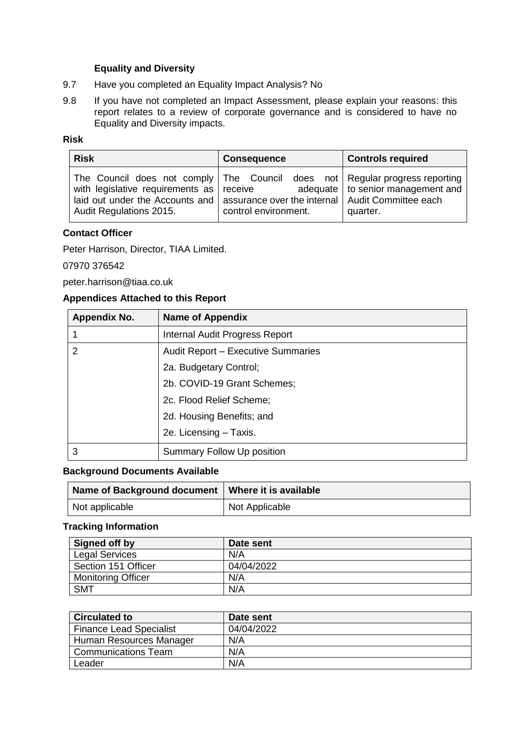### Equality and Diversity

9.7 Have you completed an Equality Impact Analysis? No

9.8 If you have not completed an Impact Assessment, please explain your reasons: this report relates to a review of corporate governance and is considered to have no Equality and Diversity impacts.

**Risk**

| Risk | Consequence | Controls required |
|---|---|---|
| The Council does not comply with legislative requirements as laid out under the Accounts and Audit Regulations 2015. | The Council does not receive adequate assurance over the internal control environment. | Regular progress reporting to senior management and Audit Committee each quarter. |

**Contact Officer**

Peter Harrison, Director, TIAA Limited.

07970 376542

peter.harrison@tiaa.co.uk

**Appendices Attached to this Report**

| Appendix No. | Name of Appendix |
|---|---|
| 1 | Internal Audit Progress Report |
| 2 | Audit Report – Executive Summaries<br>2a. Budgetary Control;<br>2b. COVID-19 Grant Schemes;<br>2c. Flood Relief Scheme;<br>2d. Housing Benefits; and<br>2e. Licensing – Taxis. |
| 3 | Summary Follow Up position |

**Background Documents Available**

| Name of Background document | Where it is available |
|---|---|
| Not applicable | Not Applicable |

**Tracking Information**

| Signed off by | Date sent |
|---|---|
| Legal Services | N/A |
| Section 151 Officer | 04/04/2022 |
| Monitoring Officer | N/A |
| SMT | N/A |

| Circulated to | Date sent |
|---|---|
| Finance Lead Specialist | 04/04/2022 |
| Human Resources Manager | N/A |
| Communications Team | N/A |
| Leader | N/A |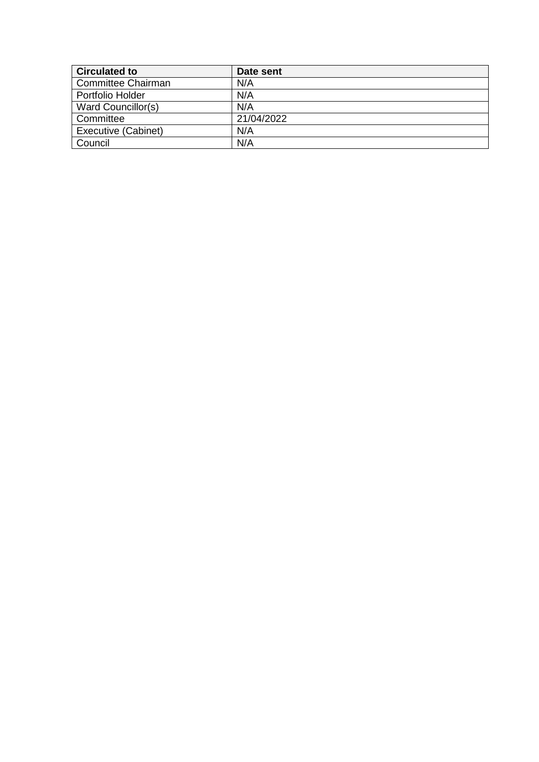| Circulated to | Date sent |
|---|---|
| Committee Chairman | N/A |
| Portfolio Holder | N/A |
| Ward Councillor(s) | N/A |
| Committee | 21/04/2022 |
| Executive (Cabinet) | N/A |
| Council | N/A |